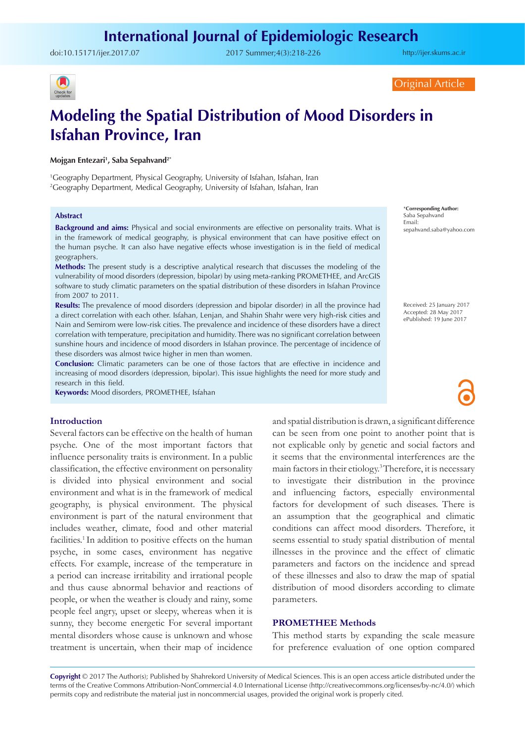Original Article

# Modeling the Spatial Distribution of Mood Disorders in Isfahan Province, Iran

**Mojgan Entezari[1], Saba Sepahvand[2*]**

[1]Geography Department, Physical Geography, University of Isfahan, Isfahan, Iran
[2]Geography Department, Medical Geography, University of Isfahan, Isfahan, Iran

*Corresponding Author: Saba Sepahvand
Email: sepahvand.saba@yahoo.com

Received: 25 January 2017
Accepted: 28 May 2017
ePublished: 19 June 2017

## Abstract

**Background and aims:** Physical and social environments are effective on personality traits. What is in the framework of medical geography, is physical environment that can have positive effect on the human psyche. It can also have negative effects whose investigation is in the field of medical geographers.

**Methods:** The present study is a descriptive analytical research that discusses the modeling of the vulnerability of mood disorders (depression, bipolar) by using meta-ranking PROMETHEE, and ArcGIS software to study climatic parameters on the spatial distribution of these disorders in Isfahan Province from 2007 to 2011.

**Results:** The prevalence of mood disorders (depression and bipolar disorder) in all the province had a direct correlation with each other. Isfahan, Lenjan, and Shahin Shahr were very high-risk cities and Nain and Semirom were low-risk cities. The prevalence and incidence of these disorders have a direct correlation with temperature, precipitation and humidity. There was no significant correlation between sunshine hours and incidence of mood disorders in Isfahan province. The percentage of incidence of these disorders was almost twice higher in men than women.

**Conclusion:** Climatic parameters can be one of those factors that are effective in incidence and increasing of mood disorders (depression, bipolar). This issue highlights the need for more study and research in this field.

**Keywords:** Mood disorders, PROMETHEE, Isfahan

## Introduction

Several factors can be effective on the health of human psyche. One of the most important factors that influence personality traits is environment. In a public classification, the effective environment on personality is divided into physical environment and social environment and what is in the framework of medical geography, is physical environment. The physical environment is part of the natural environment that includes weather, climate, food and other material facilities.[1] In addition to positive effects on the human psyche, in some cases, environment has negative effects. For example, increase of the temperature in a period can increase irritability and irrational people and thus cause abnormal behavior and reactions of people, or when the weather is cloudy and rainy, some people feel angry, upset or sleepy, whereas when it is sunny, they become energetic For several important mental disorders whose cause is unknown and whose treatment is uncertain, when their map of incidence and spatial distribution is drawn, a significant difference can be seen from one point to another point that is not explicable only by genetic and social factors and it seems that the environmental interferences are the main factors in their etiology.[3]Therefore, it is necessary to investigate their distribution in the province and influencing factors, especially environmental factors for development of such diseases. There is an assumption that the geographical and climatic conditions can affect mood disorders. Therefore, it seems essential to study spatial distribution of mental illnesses in the province and the effect of climatic parameters and factors on the incidence and spread of these illnesses and also to draw the map of spatial distribution of mood disorders according to climate parameters.

## PROMETHEE Methods

This method starts by expanding the scale measure for preference evaluation of one option compared

**Copyright** © 2017 The Author(s); Published by Shahrekord University of Medical Sciences. This is an open access article distributed under the terms of the Creative Commons Attribution-NonCommercial 4.0 International License (http://creativecommons.org/licenses/by-nc/4.0/) which permits copy and redistribute the material just in noncommercial usages, provided the original work is properly cited.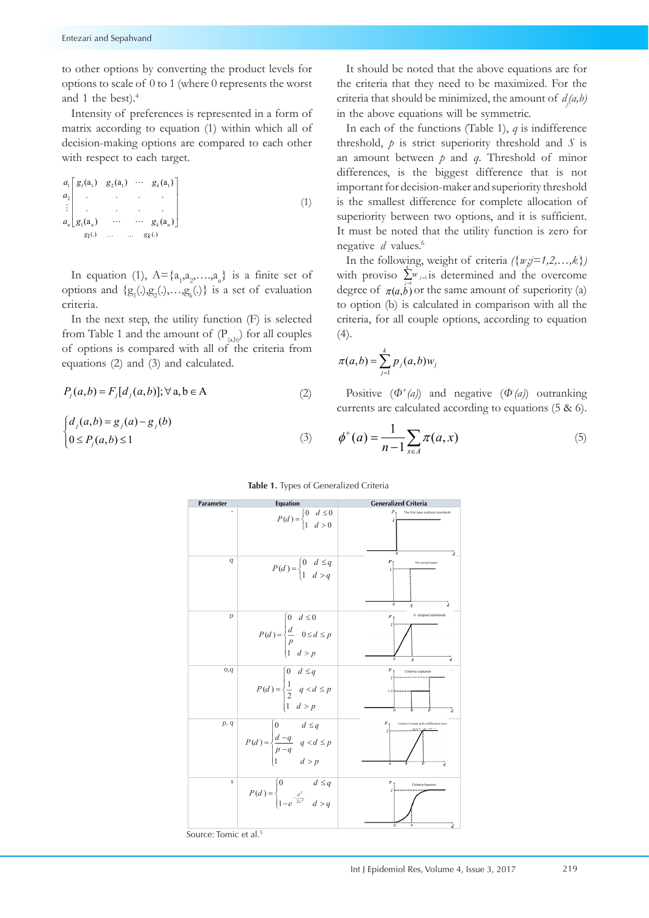to other options by converting the product levels for options to scale of 0 to 1 (where 0 represents the worst and 1 the best).[4]

Intensity of preferences is represented in a form of matrix according to equation (1) within which all of decision-making options are compared to each other with respect to each target.

$$\begin{array}{c} a_1 \\ a_2 \\ \vdots \\ a_n \end{array}\begin{bmatrix} g_1(a_1) & g_2(a_1) & \cdots & g_k(a_1) \\ \cdot & \cdot & \cdot & \cdot \\ \cdot & \cdot & \cdot & \cdot \\ g_1(a_n) & \cdots & \cdots & g_k(a_n) \end{bmatrix} \quad (1)$$
$$\quad g_1(.) \quad \ldots \quad \ldots \quad g_k(.)$$

In equation (1), $A=\{a_1,a_2,\ldots,a_n\}$ is a finite set of options and $\{g_1(.),g_2(.),\ldots,g_k(.)\}$ is a set of evaluation criteria.

In the next step, the utility function (F) is selected from Table 1 and the amount of $(P_{(a,b)})$ for all couples of options is compared with all of the criteria from equations (2) and (3) and calculated.

$$P_j(a,b) = F_j[d_j(a,b)]; \forall\, a,b \in A \quad (2)$$

$$\begin{cases} d_j(a,b) = g_j(a) - g_j(b) \\ 0 \le P_j(a,b) \le 1 \end{cases} \quad (3)$$

It should be noted that the above equations are for the criteria that they need to be maximized. For the criteria that should be minimized, the amount of $d_j(a,b)$ in the above equations will be symmetric.

In each of the functions (Table 1), $q$ is indifference threshold, $p$ is strict superiority threshold and $S$ is an amount between $p$ and $q$. Threshold of minor differences, is the biggest difference that is not important for decision-maker and superiority threshold is the smallest difference for complete allocation of superiority between two options, and it is sufficient. It must be noted that the utility function is zero for negative $d$ values.[6]

In the following, weight of criteria $(\{w_j, j=1,2,\ldots,k\})$ with proviso $\sum_{j=1}^{k} w_j$ is determined and the overcome degree of $\pi(a,b)$ or the same amount of superiority (a) to option (b) is calculated in comparison with all the criteria, for all couple options, according to equation (4).

$$\pi(a,b) = \sum_{j=1}^{k} p_j(a,b) w_j$$

Positive $(\Phi^{+}(a))$ and negative $(\Phi^{-}(a))$ outranking currents are calculated according to equations (5 & 6).

$$\phi^{+}(a) = \frac{1}{n-1} \sum_{x \in A} \pi(a,x) \quad (5)$$

**Table 1.** Types of Generalized Criteria

| Parameter | Equation | Generalized Criteria |
|---|---|---|
| - | $P(d)=\begin{cases}0 & d \le 0 \\ 1 & d > 0\end{cases}$ | The first type ordinary standards |
| $q$ | $P(d)=\begin{cases}0 & d \le q \\ 1 & d > q\end{cases}$ | The second type2 |
| $p$ | $P(d)=\begin{cases}0 & d \le 0 \\ \frac{d}{p} & 0 \le d \le p \\ 1 & d > p\end{cases}$ | V-shaped standards |
| $p,q$ | $P(d)=\begin{cases}0 & d \le q \\ \frac{1}{2} & q < d \le p \\ 1 & d > p\end{cases}$ | Criteria coplanar |
| $p, q$ | $P(d)=\begin{cases}0 & d \le q \\ \frac{d-q}{p-q} & q < d \le p \\ 1 & d > p\end{cases}$ | Criteria V shape with indifference zone |
| $s$ | $P(d)=\begin{cases}0 & d \le q \\ 1-e^{-\frac{d^2}{2s^2}} & d > q\end{cases}$ | Criteria kaosvai |

Source: Tomic et al.[5]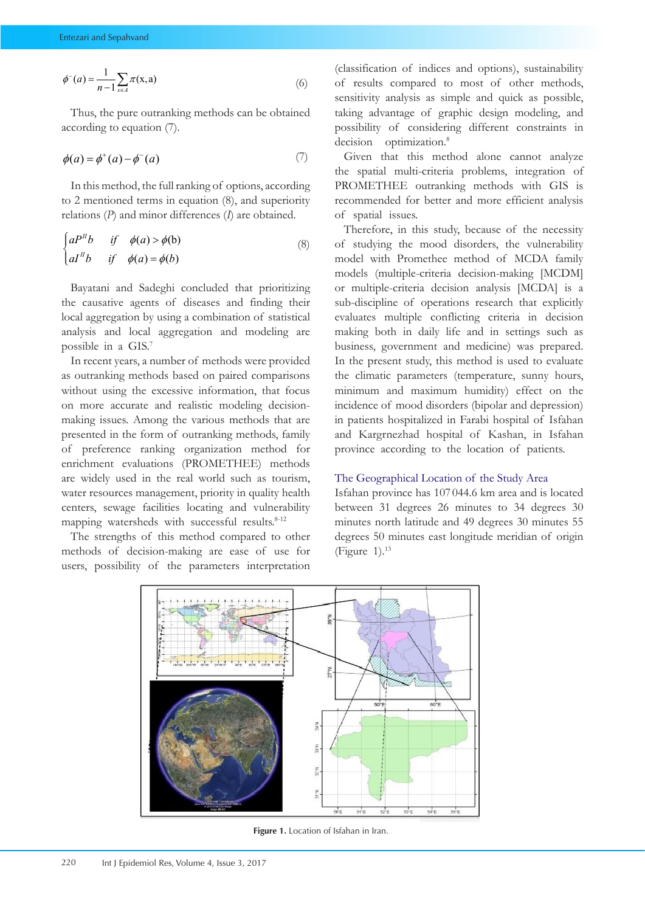$$\phi^{-}(a) = \frac{1}{n-1}\sum_{x \in A} \pi(x, a) \tag{6}$$

Thus, the pure outranking methods can be obtained according to equation (7).

$$\phi(a) = \phi^{+}(a) - \phi^{-}(a) \tag{7}$$

In this method, the full ranking of options, according to 2 mentioned terms in equation (8), and superiority relations (*P*) and minor differences (*I*) are obtained.

$$\begin{cases} aP^{II}b & if \quad \phi(a) > \phi(b) \\ aI^{II}b & if \quad \phi(a) = \phi(b) \end{cases} \tag{8}$$

Bayatani and Sadeghi concluded that prioritizing the causative agents of diseases and finding their local aggregation by using a combination of statistical analysis and local aggregation and modeling are possible in a GIS.[7]

In recent years, a number of methods were provided as outranking methods based on paired comparisons without using the excessive information, that focus on more accurate and realistic modeling decision-making issues. Among the various methods that are presented in the form of outranking methods, family of preference ranking organization method for enrichment evaluations (PROMETHEE) methods are widely used in the real world such as tourism, water resources management, priority in quality health centers, sewage facilities locating and vulnerability mapping watersheds with successful results.[8-12]

The strengths of this method compared to other methods of decision-making are ease of use for users, possibility of the parameters interpretation (classification of indices and options), sustainability of results compared to most of other methods, sensitivity analysis as simple and quick as possible, taking advantage of graphic design modeling, and possibility of considering different constraints in decision optimization.[8]

Given that this method alone cannot analyze the spatial multi-criteria problems, integration of PROMETHEE outranking methods with GIS is recommended for better and more efficient analysis of spatial issues.

Therefore, in this study, because of the necessity of studying the mood disorders, the vulnerability model with Promethee method of MCDA family models (multiple-criteria decision-making [MCDM] or multiple-criteria decision analysis [MCDA] is a sub-discipline of operations research that explicitly evaluates multiple conflicting criteria in decision making both in daily life and in settings such as business, government and medicine) was prepared. In the present study, this method is used to evaluate the climatic parameters (temperature, sunny hours, minimum and maximum humidity) effect on the incidence of mood disorders (bipolar and depression) in patients hospitalized in Farabi hospital of Isfahan and Kargrnezhad hospital of Kashan, in Isfahan province according to the location of patients.

## The Geographical Location of the Study Area

Isfahan province has 107 044.6 km area and is located between 31 degrees 26 minutes to 34 degrees 30 minutes north latitude and 49 degrees 30 minutes 55 degrees 50 minutes east longitude meridian of origin (Figure 1).[13]

**Figure 1.** Location of Isfahan in Iran.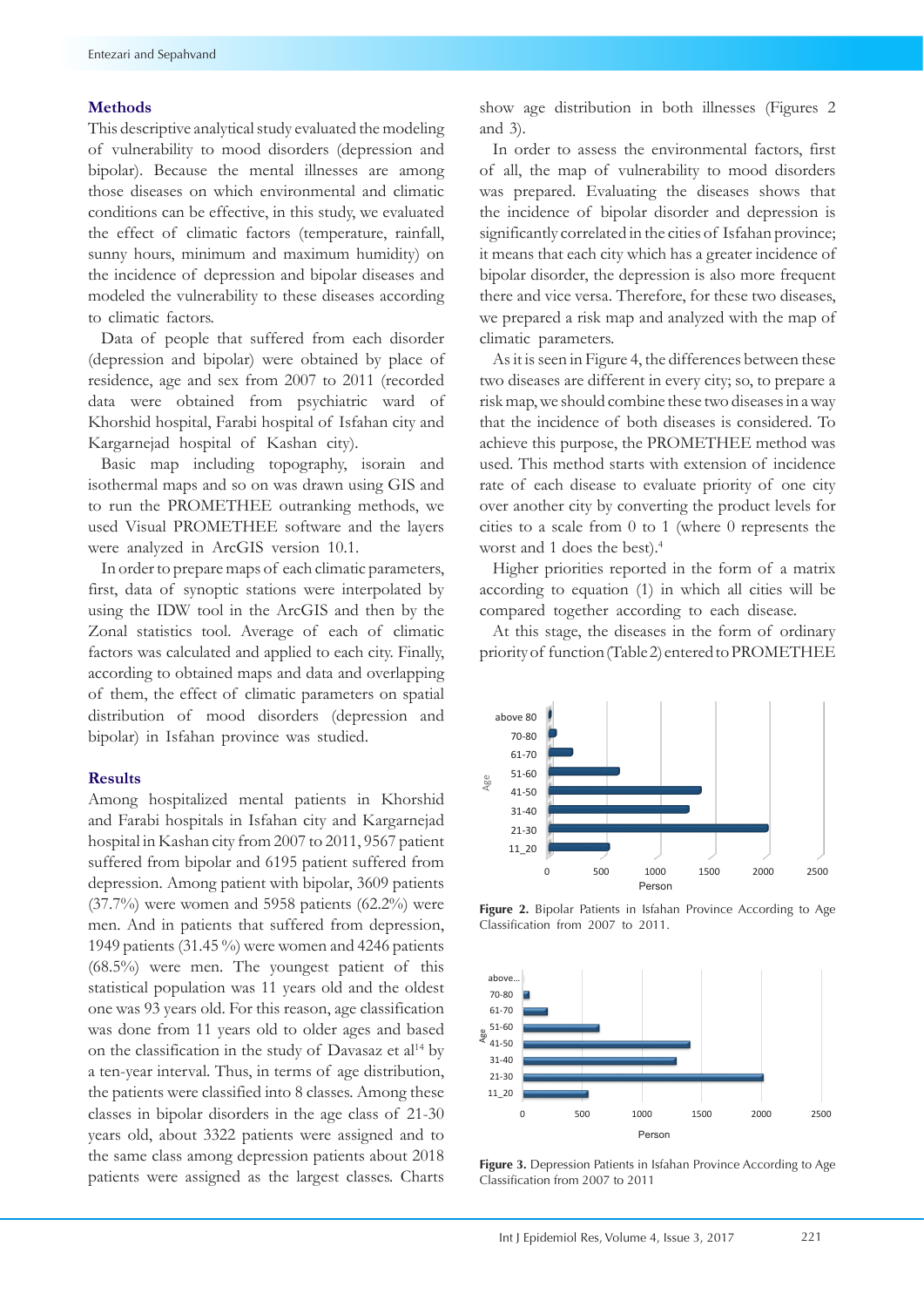## Methods

This descriptive analytical study evaluated the modeling of vulnerability to mood disorders (depression and bipolar). Because the mental illnesses are among those diseases on which environmental and climatic conditions can be effective, in this study, we evaluated the effect of climatic factors (temperature, rainfall, sunny hours, minimum and maximum humidity) on the incidence of depression and bipolar diseases and modeled the vulnerability to these diseases according to climatic factors.

Data of people that suffered from each disorder (depression and bipolar) were obtained by place of residence, age and sex from 2007 to 2011 (recorded data were obtained from psychiatric ward of Khorshid hospital, Farabi hospital of Isfahan city and Kargarnejad hospital of Kashan city).

Basic map including topography, isorain and isothermal maps and so on was drawn using GIS and to run the PROMETHEE outranking methods, we used Visual PROMETHEE software and the layers were analyzed in ArcGIS version 10.1.

In order to prepare maps of each climatic parameters, first, data of synoptic stations were interpolated by using the IDW tool in the ArcGIS and then by the Zonal statistics tool. Average of each of climatic factors was calculated and applied to each city. Finally, according to obtained maps and data and overlapping of them, the effect of climatic parameters on spatial distribution of mood disorders (depression and bipolar) in Isfahan province was studied.

## Results

Among hospitalized mental patients in Khorshid and Farabi hospitals in Isfahan city and Kargarnejad hospital in Kashan city from 2007 to 2011, 9567 patient suffered from bipolar and 6195 patient suffered from depression. Among patient with bipolar, 3609 patients (37.7%) were women and 5958 patients (62.2%) were men. And in patients that suffered from depression, 1949 patients (31.45 %) were women and 4246 patients (68.5%) were men. The youngest patient of this statistical population was 11 years old and the oldest one was 93 years old. For this reason, age classification was done from 11 years old to older ages and based on the classification in the study of Davasaz et al[14] by a ten-year interval. Thus, in terms of age distribution, the patients were classified into 8 classes. Among these classes in bipolar disorders in the age class of 21-30 years old, about 3322 patients were assigned and to the same class among depression patients about 2018 patients were assigned as the largest classes. Charts show age distribution in both illnesses (Figures 2 and 3).

In order to assess the environmental factors, first of all, the map of vulnerability to mood disorders was prepared. Evaluating the diseases shows that the incidence of bipolar disorder and depression is significantly correlated in the cities of Isfahan province; it means that each city which has a greater incidence of bipolar disorder, the depression is also more frequent there and vice versa. Therefore, for these two diseases, we prepared a risk map and analyzed with the map of climatic parameters.

As it is seen in Figure 4, the differences between these two diseases are different in every city; so, to prepare a risk map, we should combine these two diseases in a way that the incidence of both diseases is considered. To achieve this purpose, the PROMETHEE method was used. This method starts with extension of incidence rate of each disease to evaluate priority of one city over another city by converting the product levels for cities to a scale from 0 to 1 (where 0 represents the worst and 1 does the best).[4]

Higher priorities reported in the form of a matrix according to equation (1) in which all cities will be compared together according to each disease.

At this stage, the diseases in the form of ordinary priority of function (Table 2) entered to PROMETHEE

Age
above 80
70-80
61-70
51-60
41-50
31-40
21-30
11_20
0 500 1000 1500 2000 2500
Person

**Figure 2.** Bipolar Patients in Isfahan Province According to Age Classification from 2007 to 2011.

Age
above...
70-80
61-70
51-60
41-50
31-40
21-30
11_20
0 500 1000 1500 2000 2500
Person

**Figure 3.** Depression Patients in Isfahan Province According to Age Classification from 2007 to 2011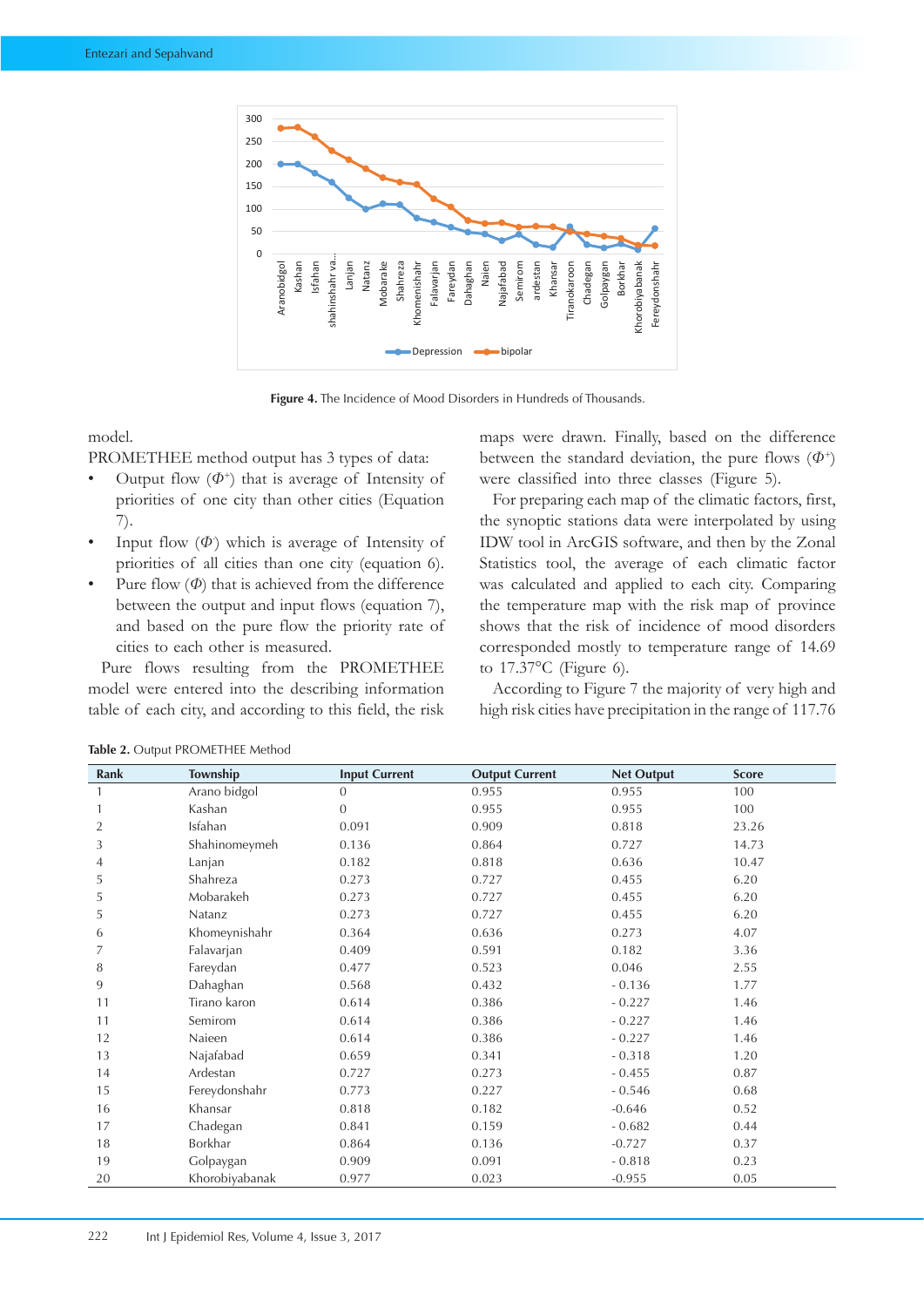300
250
200
150
100
50
0

Aranobidgol
Kashan
Isfahan
shahinshahr va...
Lanjan
Natanz
Mobarake
Shahreza
Khomenishahr
Falavarjan
Fareydan
Dahaghan
Naien
Najafabad
Semirom
ardestan
Khansar
Tiranokaroon
Chadegan
Golpaygan
Borkhar
Khorobiyabanak
Fereydonshahr

Depression
bipolar

**Figure 4.** The Incidence of Mood Disorders in Hundreds of Thousands.

model.

PROMETHEE method output has 3 types of data:

- Output flow ($\Phi^{+}$) that is average of Intensity of priorities of one city than other cities (Equation 7).
- Input flow ($\Phi^{-}$) which is average of Intensity of priorities of all cities than one city (equation 6).
- Pure flow ($\Phi$) that is achieved from the difference between the output and input flows (equation 7), and based on the pure flow the priority rate of cities to each other is measured.

Pure flows resulting from the PROMETHEE model were entered into the describing information table of each city, and according to this field, the risk maps were drawn. Finally, based on the difference between the standard deviation, the pure flows ($\Phi^{+}$) were classified into three classes (Figure 5).

For preparing each map of the climatic factors, first, the synoptic stations data were interpolated by using IDW tool in ArcGIS software, and then by the Zonal Statistics tool, the average of each climatic factor was calculated and applied to each city. Comparing the temperature map with the risk map of province shows that the risk of incidence of mood disorders corresponded mostly to temperature range of 14.69 to 17.37°C (Figure 6).

According to Figure 7 the majority of very high and high risk cities have precipitation in the range of 117.76

**Table 2.** Output PROMETHEE Method

| Rank | Township | Input Current | Output Current | Net Output | Score |
|---|---|---|---|---|---|
| 1 | Arano bidgol | 0 | 0.955 | 0.955 | 100 |
| 1 | Kashan | 0 | 0.955 | 0.955 | 100 |
| 2 | Isfahan | 0.091 | 0.909 | 0.818 | 23.26 |
| 3 | Shahinomeymeh | 0.136 | 0.864 | 0.727 | 14.73 |
| 4 | Lanjan | 0.182 | 0.818 | 0.636 | 10.47 |
| 5 | Shahreza | 0.273 | 0.727 | 0.455 | 6.20 |
| 5 | Mobarakeh | 0.273 | 0.727 | 0.455 | 6.20 |
| 5 | Natanz | 0.273 | 0.727 | 0.455 | 6.20 |
| 6 | Khomeynishahr | 0.364 | 0.636 | 0.273 | 4.07 |
| 7 | Falavarjan | 0.409 | 0.591 | 0.182 | 3.36 |
| 8 | Fareydan | 0.477 | 0.523 | 0.046 | 2.55 |
| 9 | Dahaghan | 0.568 | 0.432 | - 0.136 | 1.77 |
| 11 | Tirano karon | 0.614 | 0.386 | - 0.227 | 1.46 |
| 11 | Semirom | 0.614 | 0.386 | - 0.227 | 1.46 |
| 12 | Naieen | 0.614 | 0.386 | - 0.227 | 1.46 |
| 13 | Najafabad | 0.659 | 0.341 | - 0.318 | 1.20 |
| 14 | Ardestan | 0.727 | 0.273 | - 0.455 | 0.87 |
| 15 | Fereydonshahr | 0.773 | 0.227 | - 0.546 | 0.68 |
| 16 | Khansar | 0.818 | 0.182 | -0.646 | 0.52 |
| 17 | Chadegan | 0.841 | 0.159 | - 0.682 | 0.44 |
| 18 | Borkhar | 0.864 | 0.136 | -0.727 | 0.37 |
| 19 | Golpaygan | 0.909 | 0.091 | - 0.818 | 0.23 |
| 20 | Khorobiyabanak | 0.977 | 0.023 | -0.955 | 0.05 |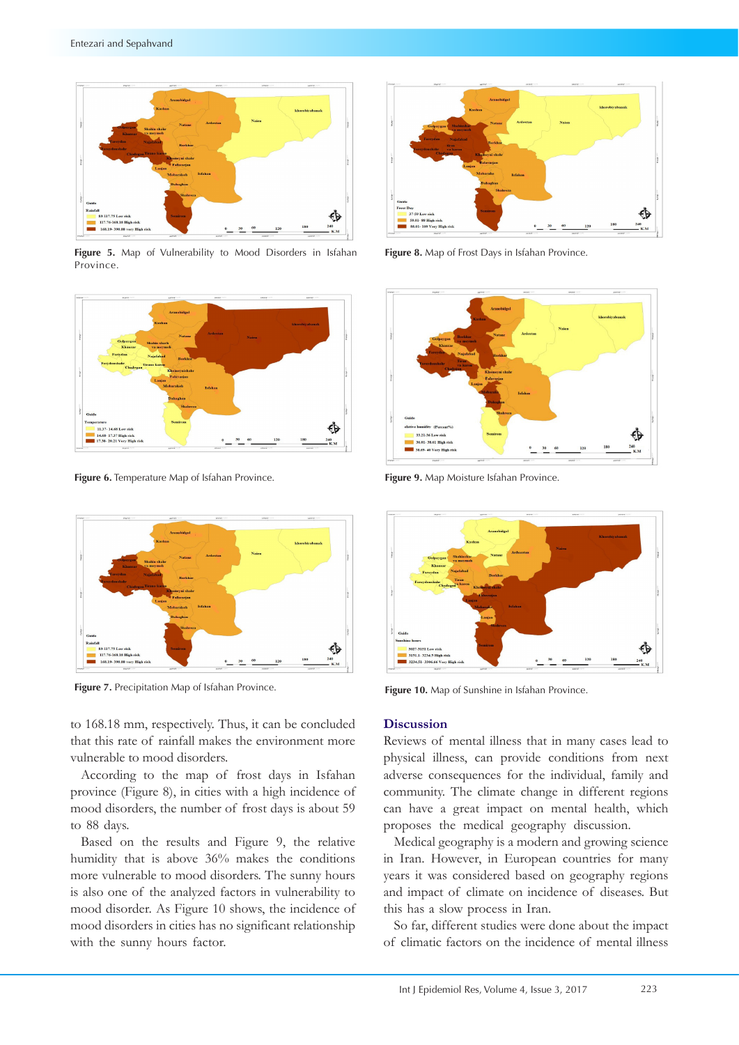Figure 5. Map of Vulnerability to Mood Disorders in Isfahan Province.

Figure 8. Map of Frost Days in Isfahan Province.

Figure 6. Temperature Map of Isfahan Province.

Figure 9. Map Moisture Isfahan Province.

Figure 7. Precipitation Map of Isfahan Province.

Figure 10. Map of Sunshine in Isfahan Province.

to 168.18 mm, respectively. Thus, it can be concluded that this rate of rainfall makes the environment more vulnerable to mood disorders.

According to the map of frost days in Isfahan province (Figure 8), in cities with a high incidence of mood disorders, the number of frost days is about 59 to 88 days.

Based on the results and Figure 9, the relative humidity that is above 36% makes the conditions more vulnerable to mood disorders. The sunny hours is also one of the analyzed factors in vulnerability to mood disorder. As Figure 10 shows, the incidence of mood disorders in cities has no significant relationship with the sunny hours factor.

## Discussion

Reviews of mental illness that in many cases lead to physical illness, can provide conditions from next adverse consequences for the individual, family and community. The climate change in different regions can have a great impact on mental health, which proposes the medical geography discussion.

Medical geography is a modern and growing science in Iran. However, in European countries for many years it was considered based on geography regions and impact of climate on incidence of diseases. But this has a slow process in Iran.

So far, different studies were done about the impact of climatic factors on the incidence of mental illness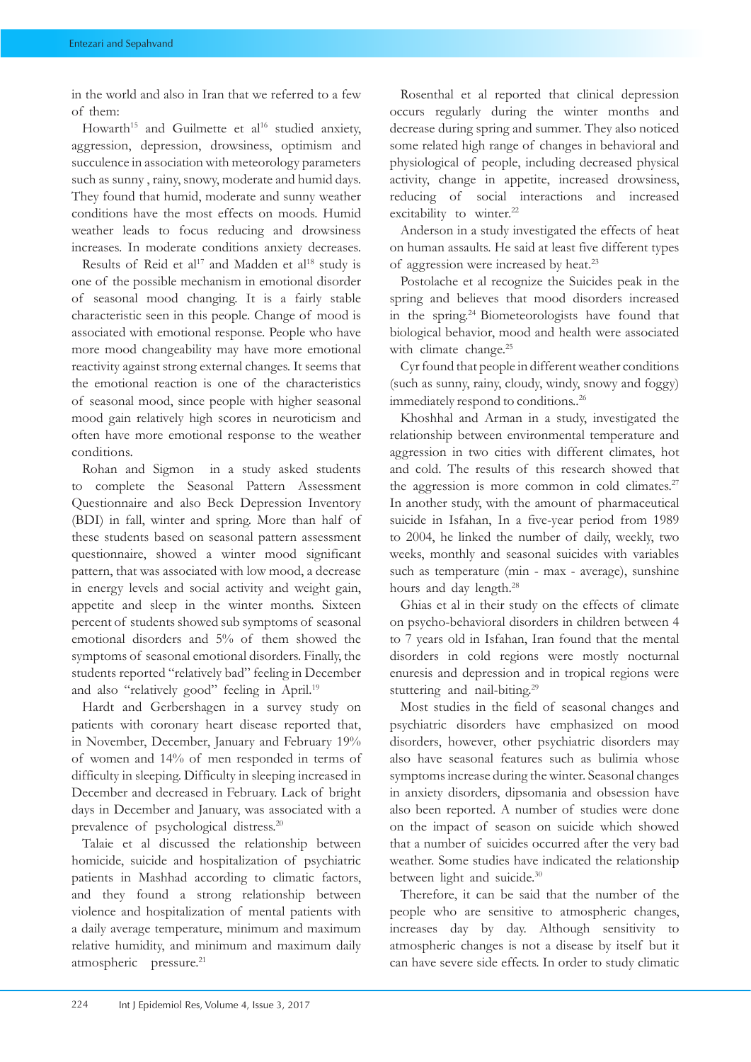in the world and also in Iran that we referred to a few of them:

Howarth[15] and Guilmette et al[16] studied anxiety, aggression, depression, drowsiness, optimism and succulence in association with meteorology parameters such as sunny , rainy, snowy, moderate and humid days. They found that humid, moderate and sunny weather conditions have the most effects on moods. Humid weather leads to focus reducing and drowsiness increases. In moderate conditions anxiety decreases.

Results of Reid et al[17] and Madden et al[18] study is one of the possible mechanism in emotional disorder of seasonal mood changing. It is a fairly stable characteristic seen in this people. Change of mood is associated with emotional response. People who have more mood changeability may have more emotional reactivity against strong external changes. It seems that the emotional reaction is one of the characteristics of seasonal mood, since people with higher seasonal mood gain relatively high scores in neuroticism and often have more emotional response to the weather conditions.

Rohan and Sigmon in a study asked students to complete the Seasonal Pattern Assessment Questionnaire and also Beck Depression Inventory (BDI) in fall, winter and spring. More than half of these students based on seasonal pattern assessment questionnaire, showed a winter mood significant pattern, that was associated with low mood, a decrease in energy levels and social activity and weight gain, appetite and sleep in the winter months. Sixteen percent of students showed sub symptoms of seasonal emotional disorders and 5% of them showed the symptoms of seasonal emotional disorders. Finally, the students reported "relatively bad" feeling in December and also "relatively good" feeling in April.[19]

Hardt and Gerbershagen in a survey study on patients with coronary heart disease reported that, in November, December, January and February 19% of women and 14% of men responded in terms of difficulty in sleeping. Difficulty in sleeping increased in December and decreased in February. Lack of bright days in December and January, was associated with a prevalence of psychological distress.[20]

Talaie et al discussed the relationship between homicide, suicide and hospitalization of psychiatric patients in Mashhad according to climatic factors, and they found a strong relationship between violence and hospitalization of mental patients with a daily average temperature, minimum and maximum relative humidity, and minimum and maximum daily atmospheric pressure.[21]

Rosenthal et al reported that clinical depression occurs regularly during the winter months and decrease during spring and summer. They also noticed some related high range of changes in behavioral and physiological of people, including decreased physical activity, change in appetite, increased drowsiness, reducing of social interactions and increased excitability to winter.[22]

Anderson in a study investigated the effects of heat on human assaults. He said at least five different types of aggression were increased by heat.[23]

Postolache et al recognize the Suicides peak in the spring and believes that mood disorders increased in the spring.[24] Biometeorologists have found that biological behavior, mood and health were associated with climate change.[25]

Cyr found that people in different weather conditions (such as sunny, rainy, cloudy, windy, snowy and foggy) immediately respond to conditions..[26]

Khoshhal and Arman in a study, investigated the relationship between environmental temperature and aggression in two cities with different climates, hot and cold. The results of this research showed that the aggression is more common in cold climates.[27] In another study, with the amount of pharmaceutical suicide in Isfahan, In a five-year period from 1989 to 2004, he linked the number of daily, weekly, two weeks, monthly and seasonal suicides with variables such as temperature (min - max - average), sunshine hours and day length.[28]

Ghias et al in their study on the effects of climate on psycho-behavioral disorders in children between 4 to 7 years old in Isfahan, Iran found that the mental disorders in cold regions were mostly nocturnal enuresis and depression and in tropical regions were stuttering and nail-biting.[29]

Most studies in the field of seasonal changes and psychiatric disorders have emphasized on mood disorders, however, other psychiatric disorders may also have seasonal features such as bulimia whose symptoms increase during the winter. Seasonal changes in anxiety disorders, dipsomania and obsession have also been reported. A number of studies were done on the impact of season on suicide which showed that a number of suicides occurred after the very bad weather. Some studies have indicated the relationship between light and suicide.[30]

Therefore, it can be said that the number of the people who are sensitive to atmospheric changes, increases day by day. Although sensitivity to atmospheric changes is not a disease by itself but it can have severe side effects. In order to study climatic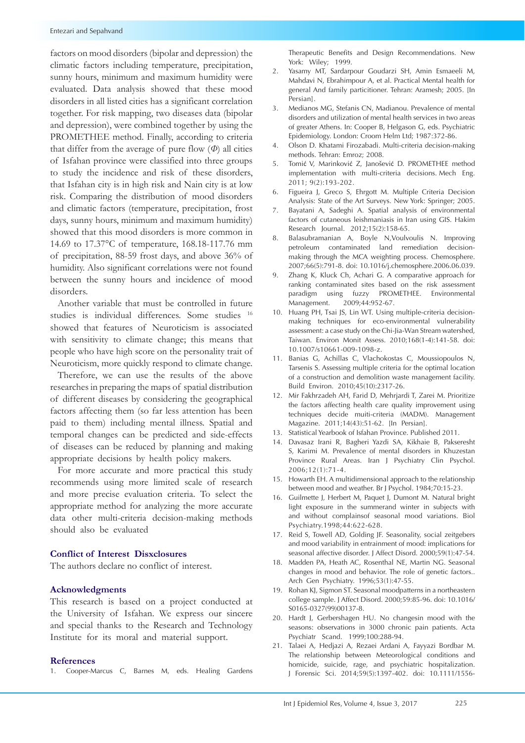factors on mood disorders (bipolar and depression) the climatic factors including temperature, precipitation, sunny hours, minimum and maximum humidity were evaluated. Data analysis showed that these mood disorders in all listed cities has a significant correlation together. For risk mapping, two diseases data (bipolar and depression), were combined together by using the PROMETHEE method. Finally, according to criteria that differ from the average of pure flow ($\Phi$) all cities of Isfahan province were classified into three groups to study the incidence and risk of these disorders, that Isfahan city is in high risk and Nain city is at low risk. Comparing the distribution of mood disorders and climatic factors (temperature, precipitation, frost days, sunny hours, minimum and maximum humidity) showed that this mood disorders is more common in 14.69 to 17.37°C of temperature, 168.18-117.76 mm of precipitation, 88-59 frost days, and above 36% of humidity. Also significant correlations were not found between the sunny hours and incidence of mood disorders.

Another variable that must be controlled in future studies is individual differences. Some studies [16] showed that features of Neuroticism is associated with sensitivity to climate change; this means that people who have high score on the personality trait of Neuroticism, more quickly respond to climate change.

Therefore, we can use the results of the above researches in preparing the maps of spatial distribution of different diseases by considering the geographical factors affecting them (so far less attention has been paid to them) including mental illness. Spatial and temporal changes can be predicted and side-effects of diseases can be reduced by planning and making appropriate decisions by health policy makers.

For more accurate and more practical this study recommends using more limited scale of research and more precise evaluation criteria. To select the appropriate method for analyzing the more accurate data other multi-criteria decision-making methods should also be evaluated

### Conflict of Interest Disxclosures

The authors declare no conflict of interest.

### Acknowledgments

This research is based on a project conducted at the University of Isfahan. We express our sincere and special thanks to the Research and Technology Institute for its moral and material support.

### References

1. Cooper-Marcus C, Barnes M, eds. Healing Gardens Therapeutic Benefits and Design Recommendations. New York: Wiley; 1999.
2. Yasamy MT, Sardarpour Goudarzi SH, Amin Esmaeeli M, Mahdavi N, Ebrahimpour A, et al. Practical Mental health for general And family particitioner. Tehran: Aramesh; 2005. [In Persian].
3. Medianos MG, Stefanis CN, Madianou. Prevalence of mental disorders and utilization of mental health services in two areas of greater Athens. In: Cooper B, Helgason G, eds. Psychiatric Epidemiology. London: Croom Helm Ltd; 1987:372-86.
4. Olson D. Khatami Firozabadi. Multi-criteria decision-making methods. Tehran: Emroz; 2008.
5. Tomić V, Marinković Z, Janošević D. PROMETHEE method implementation with multi-criteria decisions. Mech Eng. 2011; 9(2):193-202.
6. Figueira J, Greco S, Ehrgott M. Multiple Criteria Decision Analysis: State of the Art Surveys. New York: Springer; 2005.
7. Bayatani A, Sadeghi A. Spatial analysis of environmental factors of cutaneous leishmaniasis in Iran using GIS. Hakim Research Journal. 2012;15(2):158-65.
8. Balasubramanian A, Boyle N,Voulvoulis N. Improving petroleum contaminated land remediation decision-making through the MCA weighting process. Chemosphere. 2007;66(5):791-8. doi: 10.1016/j.chemosphere.2006.06.039.
9. Zhang K, Kluck Ch, Achari G. A comparative approach for ranking contaminated sites based on the risk assessment paradigm using fuzzy PROMETHEE. Environmental Management. 2009;44:952-67.
10. Huang PH, Tsai JS, Lin WT. Using multiple-criteria decision-making techniques for eco-environmental vulnerability assessment: a case study on the Chi-Jia-Wan Stream watershed, Taiwan. Environ Monit Assess. 2010;168(1-4):141-58. doi: 10.1007/s10661-009-1098-z.
11. Banias G, Achillas C, Vlachokostas C, Moussiopoulos N, Tarsenis S. Assessing multiple criteria for the optimal location of a construction and demolition waste management facility. Build Environ. 2010;45(10):2317-26.
12. Mir Fakhrzadeh AH, Farid D, Mehrjardi T, Zarei M. Prioritize the factors affecting health care quality improvement using techniques decide muiti-criteria (MADM). Management Magazine. 2011;14(43):51-62. [In Persian].
13. Statistical Yearbook of Isfahan Province. Published 2011.
14. Davasaz Irani R, Bagheri Yazdi SA, Kikhaie B, Pakseresht S, Karimi M. Prevalence of mental disorders in Khuzestan Province Rural Areas. Iran J Psychiatry Clin Psychol. 2006;12(1):71-4.
15. Howarth EH. A multidimensional approach to the relationship between mood and weather. Br J Psychol. 1984;70:15-23.
16. Guilmette J, Herbert M, Paquet J, Dumont M. Natural bright light exposure in the summerand winter in subjects with and without complainsof seasonal mood variations. Biol Psychiatry.1998;44:622-628.
17. Reid S, Towell AD, Golding JF. Seasonality, social zeitgebers and mood variability in entrainment of mood: implications for seasonal affective disorder. J Affect Disord. 2000;59(1):47-54.
18. Madden PA, Heath AC, Rosenthal NE, Martin NG. Seasonal changes in mood and behavior. The role of genetic factors.. Arch Gen Psychiatry. 1996;53(1):47-55.
19. Rohan KJ, Sigmon ST. Seasonal moodpatterns in a northeastern college sample. J Affect Disord. 2000;59:85-96. doi: 10.1016/S0165-0327(99)00137-8.
20. Hardt J, Gerbershagen HU. No changesin mood with the seasons: observations in 3000 chronic pain patients. Acta Psychiatr Scand. 1999;100:288-94.
21. Talaei A, Hedjazi A, Rezaei Ardani A, Fayyazi Bordbar M. The relationship between Meteorological conditions and homicide, suicide, rage, and psychiatric hospitalization. J Forensic Sci. 2014;59(5):1397-402. doi: 10.1111/1556-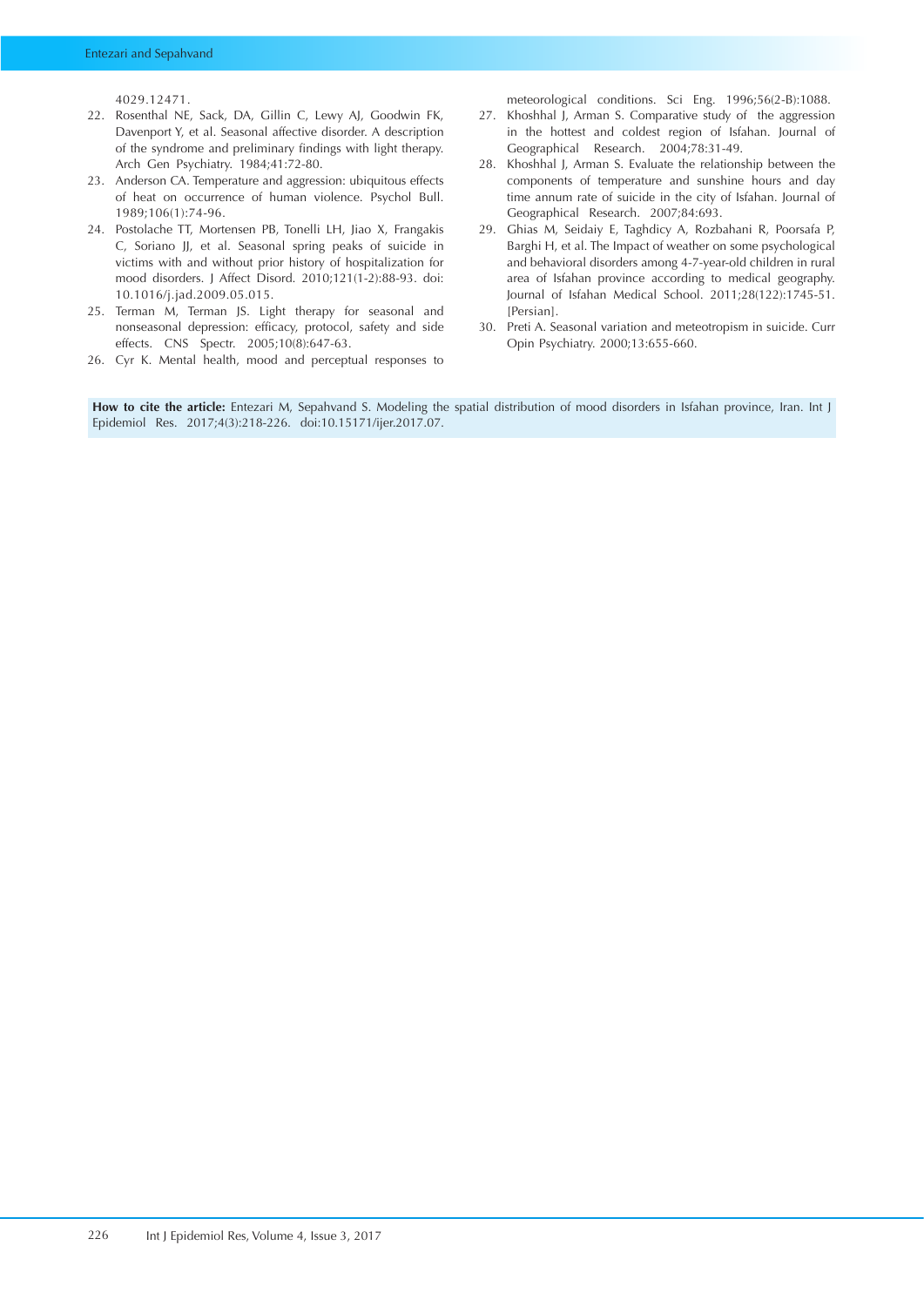4029.12471.

22. Rosenthal NE, Sack, DA, Gillin C, Lewy AJ, Goodwin FK, Davenport Y, et al. Seasonal affective disorder. A description of the syndrome and preliminary findings with light therapy. Arch Gen Psychiatry. 1984;41:72-80.
23. Anderson CA. Temperature and aggression: ubiquitous effects of heat on occurrence of human violence. Psychol Bull. 1989;106(1):74-96.
24. Postolache TT, Mortensen PB, Tonelli LH, Jiao X, Frangakis C, Soriano JJ, et al. Seasonal spring peaks of suicide in victims with and without prior history of hospitalization for mood disorders. J Affect Disord. 2010;121(1-2):88-93. doi: 10.1016/j.jad.2009.05.015.
25. Terman M, Terman JS. Light therapy for seasonal and nonseasonal depression: efficacy, protocol, safety and side effects. CNS Spectr. 2005;10(8):647-63.
26. Cyr K. Mental health, mood and perceptual responses to meteorological conditions. Sci Eng. 1996;56(2-B):1088.
27. Khoshhal J, Arman S. Comparative study of the aggression in the hottest and coldest region of Isfahan. Journal of Geographical Research. 2004;78:31-49.
28. Khoshhal J, Arman S. Evaluate the relationship between the components of temperature and sunshine hours and day time annum rate of suicide in the city of Isfahan. Journal of Geographical Research. 2007;84:693.
29. Ghias M, Seidaiy E, Taghdicy A, Rozbahani R, Poorsafa P, Barghi H, et al. The Impact of weather on some psychological and behavioral disorders among 4-7-year-old children in rural area of Isfahan province according to medical geography. Journal of Isfahan Medical School. 2011;28(122):1745-51. [Persian].
30. Preti A. Seasonal variation and meteotropism in suicide. Curr Opin Psychiatry. 2000;13:655-660.

**How to cite the article:** Entezari M, Sepahvand S. Modeling the spatial distribution of mood disorders in Isfahan province, Iran. Int J Epidemiol Res. 2017;4(3):218-226. doi:10.15171/ijer.2017.07.